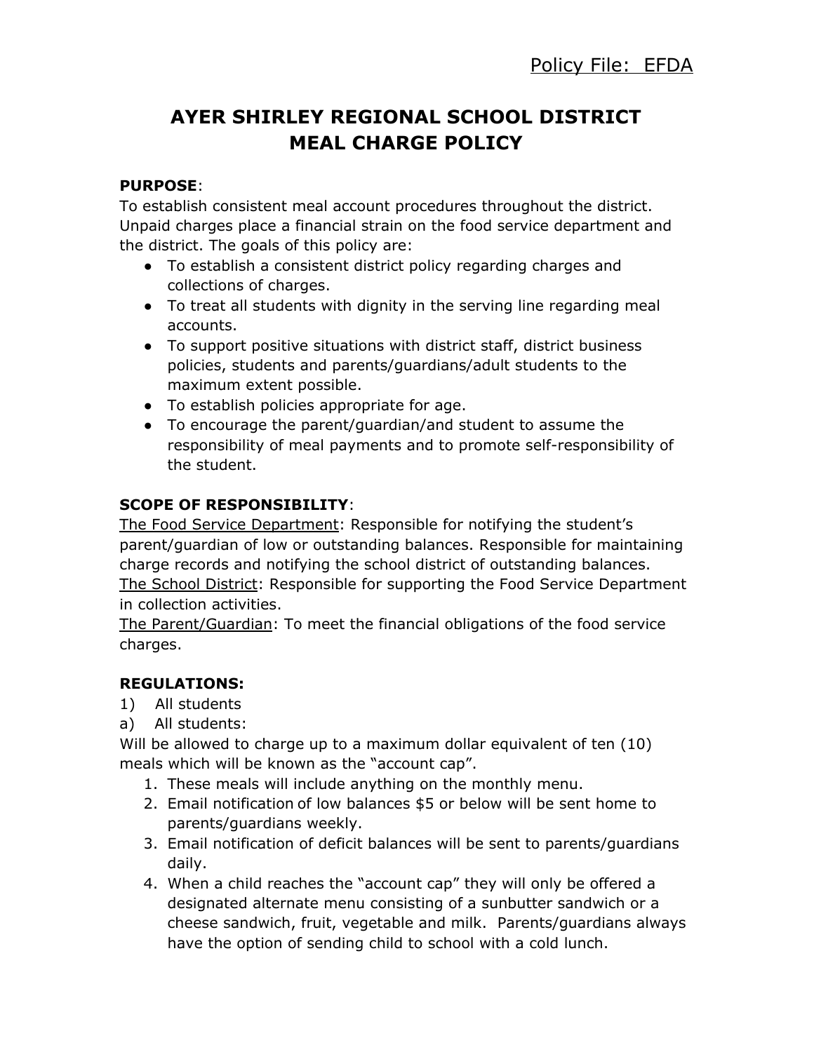Policy File: <u>EFDA</u>

# AYER SHIRLEY REGIONAL SCHOOL DISTRICT
# MEAL CHARGE POLICY

**PURPOSE**:

To establish consistent meal account procedures throughout the district. Unpaid charges place a financial strain on the food service department and the district. The goals of this policy are:

- To establish a consistent district policy regarding charges and collections of charges.
- To treat all students with dignity in the serving line regarding meal accounts.
- To support positive situations with district staff, district business policies, students and parents/guardians/adult students to the maximum extent possible.
- To establish policies appropriate for age.
- To encourage the parent/guardian/and student to assume the responsibility of meal payments and to promote self-responsibility of the student.

**SCOPE OF RESPONSIBILITY**:

<u>The Food Service Department</u>: Responsible for notifying the student's parent/guardian of low or outstanding balances. Responsible for maintaining charge records and notifying the school district of outstanding balances.

<u>The School District</u>: Responsible for supporting the Food Service Department in collection activities.

<u>The Parent/Guardian</u>: To meet the financial obligations of the food service charges.

**REGULATIONS:**

1) All students

a) All students:

Will be allowed to charge up to a maximum dollar equivalent of ten (10) meals which will be known as the "account cap".

1. These meals will include anything on the monthly menu.
2. Email notification of low balances $5 or below will be sent home to parents/guardians weekly.
3. Email notification of deficit balances will be sent to parents/guardians daily.
4. When a child reaches the "account cap" they will only be offered a designated alternate menu consisting of a sunbutter sandwich or a cheese sandwich, fruit, vegetable and milk. Parents/guardians always have the option of sending child to school with a cold lunch.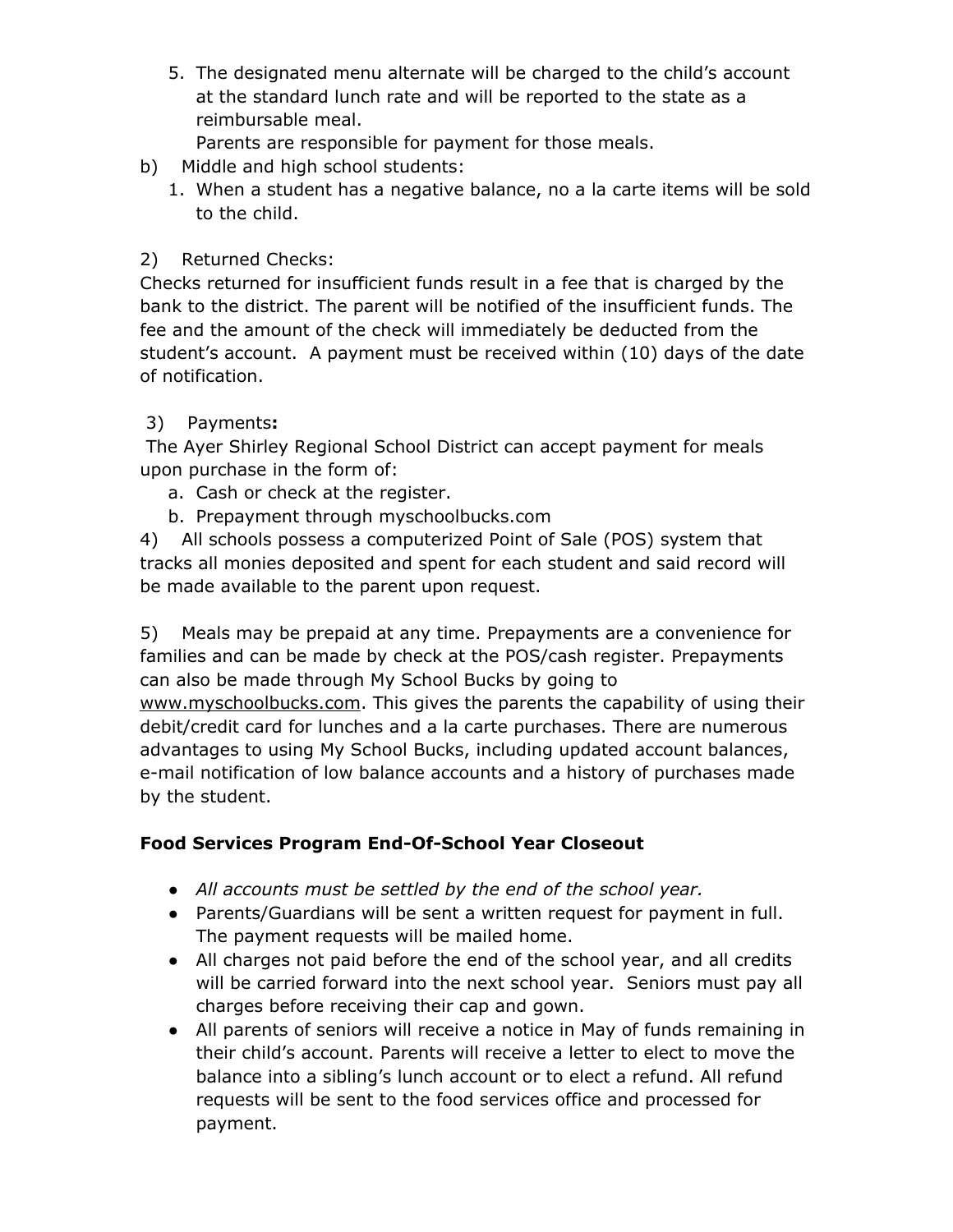5. The designated menu alternate will be charged to the child's account at the standard lunch rate and will be reported to the state as a reimbursable meal.
   Parents are responsible for payment for those meals.

b) Middle and high school students:

1. When a student has a negative balance, no a la carte items will be sold to the child.

2) Returned Checks:

Checks returned for insufficient funds result in a fee that is charged by the bank to the district. The parent will be notified of the insufficient funds. The fee and the amount of the check will immediately be deducted from the student's account. A payment must be received within (10) days of the date of notification.

3) Payments**:**

The Ayer Shirley Regional School District can accept payment for meals upon purchase in the form of:

a. Cash or check at the register.
b. Prepayment through myschoolbucks.com

4) All schools possess a computerized Point of Sale (POS) system that tracks all monies deposited and spent for each student and said record will be made available to the parent upon request.

5) Meals may be prepaid at any time. Prepayments are a convenience for families and can be made by check at the POS/cash register. Prepayments can also be made through My School Bucks by going to www.myschoolbucks.com. This gives the parents the capability of using their debit/credit card for lunches and a la carte purchases. There are numerous advantages to using My School Bucks, including updated account balances, e-mail notification of low balance accounts and a history of purchases made by the student.

**Food Services Program End-Of-School Year Closeout**

- *All accounts must be settled by the end of the school year.*
- Parents/Guardians will be sent a written request for payment in full. The payment requests will be mailed home.
- All charges not paid before the end of the school year, and all credits will be carried forward into the next school year. Seniors must pay all charges before receiving their cap and gown.
- All parents of seniors will receive a notice in May of funds remaining in their child's account. Parents will receive a letter to elect to move the balance into a sibling's lunch account or to elect a refund. All refund requests will be sent to the food services office and processed for payment.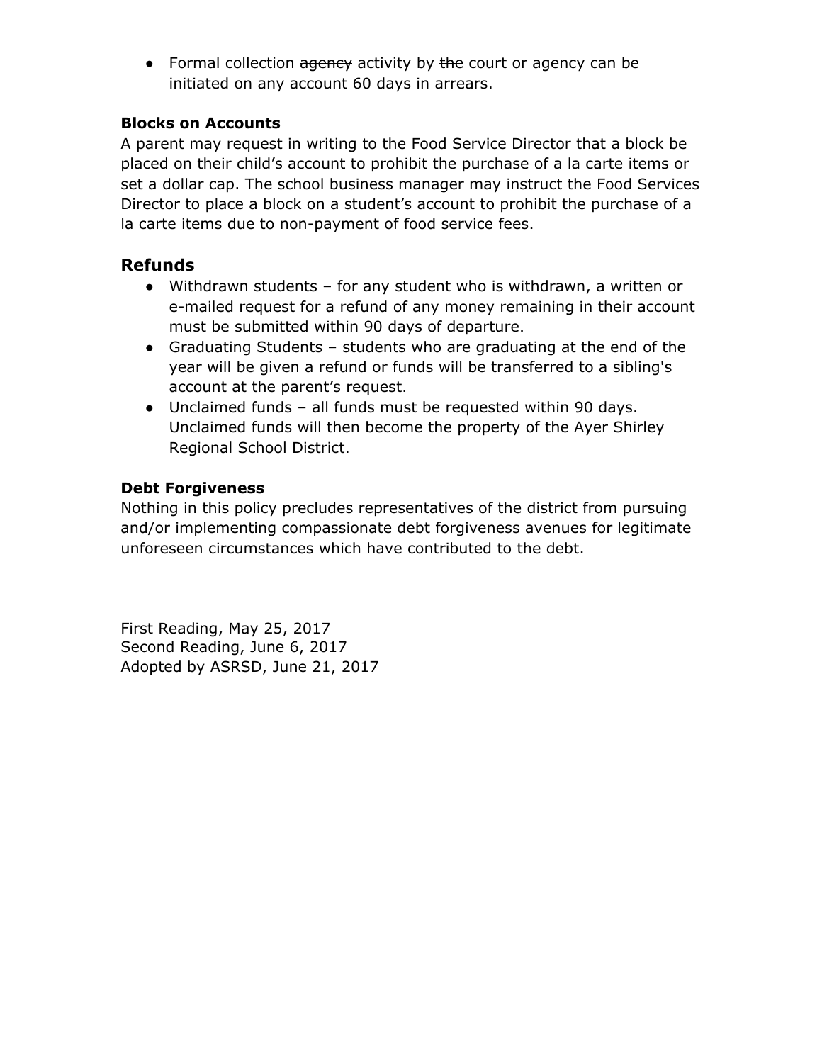- Formal collection ~~agency~~ activity by ~~the~~ court or agency can be initiated on any account 60 days in arrears.

**Blocks on Accounts**

A parent may request in writing to the Food Service Director that a block be placed on their child's account to prohibit the purchase of a la carte items or set a dollar cap. The school business manager may instruct the Food Services Director to place a block on a student's account to prohibit the purchase of a la carte items due to non-payment of food service fees.

## Refunds

- Withdrawn students – for any student who is withdrawn, a written or e-mailed request for a refund of any money remaining in their account must be submitted within 90 days of departure.
- Graduating Students – students who are graduating at the end of the year will be given a refund or funds will be transferred to a sibling's account at the parent's request.
- Unclaimed funds – all funds must be requested within 90 days. Unclaimed funds will then become the property of the Ayer Shirley Regional School District.

**Debt Forgiveness**

Nothing in this policy precludes representatives of the district from pursuing and/or implementing compassionate debt forgiveness avenues for legitimate unforeseen circumstances which have contributed to the debt.

First Reading, May 25, 2017
Second Reading, June 6, 2017
Adopted by ASRSD, June 21, 2017